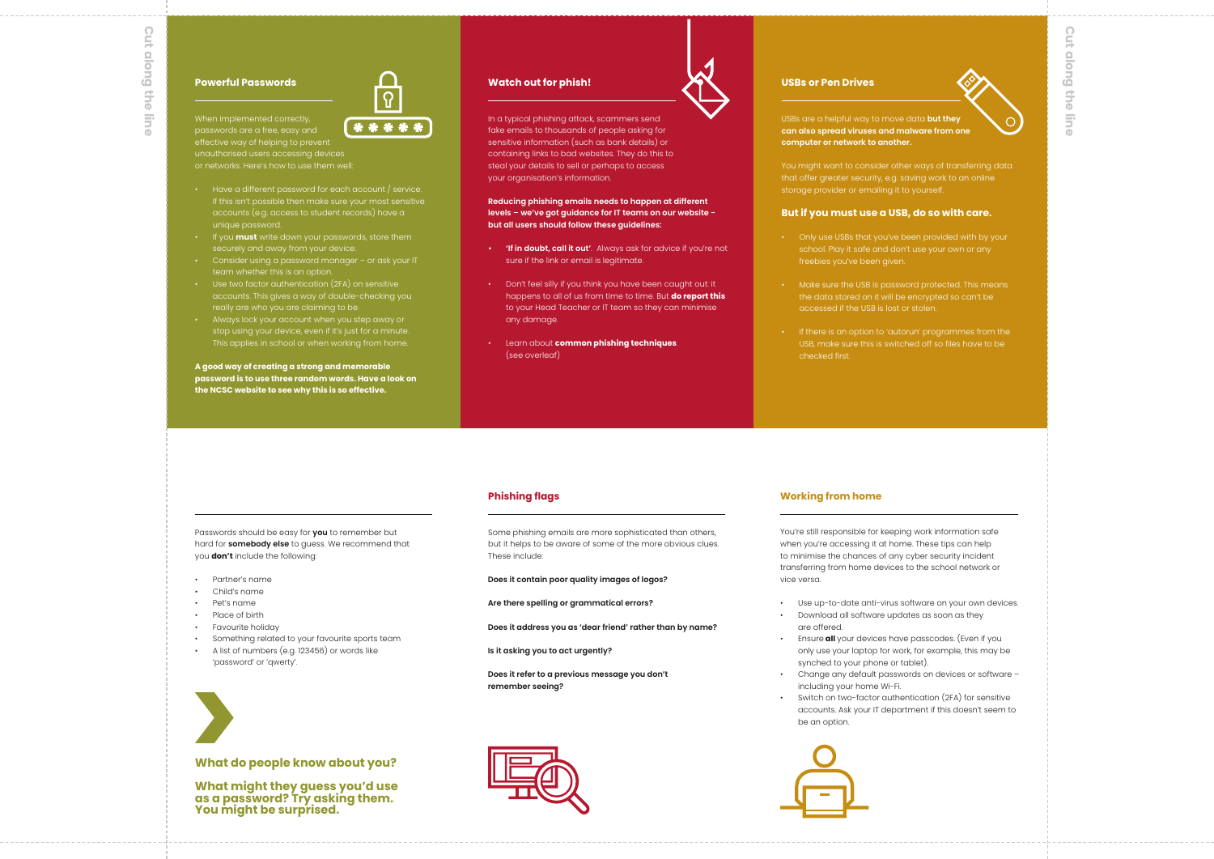## Powerful Passwords

When implemented correctly, passwords are a free, easy and effective way of helping to prevent unauthorised users accessing devices or networks. Here's how to use them well:

- Have a different password for each account / service. If this isn't possible then make sure your most sensitive accounts (e.g. access to student records) have a unique password.
- If you **must** write down your passwords, store them securely and away from your device.
- Consider using a password manager – or ask your IT team whether this is an option.
- Use two factor authentication (2FA) on sensitive accounts. This gives a way of double-checking you really are who you are claiming to be.
- Always lock your account when you step away or stop using your device, even if it's just for a minute. This applies in school or when working from home.

**A good way of creating a strong and memorable password is to use three random words. Have a look on the NCSC website to see why this is so effective.**

## Watch out for phish!

In a typical phishing attack, scammers send fake emails to thousands of people asking for sensitive information (such as bank details) or containing links to bad websites. They do this to steal your details to sell or perhaps to access your organisation's information.

**Reducing phishing emails needs to happen at different levels – we've got guidance for IT teams on our website - but all users should follow these guidelines:**

- **'If in doubt, call it out'.** Always ask for advice if you're not sure if the link or email is legitimate.
- Don't feel silly if you think you have been caught out: it happens to all of us from time to time. But **do report this** to your Head Teacher or IT team so they can minimise any damage.
- Learn about **common phishing techniques**. (see overleaf)

## USBs or Pen Drives

USBs are a helpful way to move data **but they can also spread viruses and malware from one computer or network to another.**

You might want to consider other ways of transferring data that offer greater security, e.g. saving work to an online storage provider or emailing it to yourself.

### But if you must use a USB, do so with care.

- Only use USBs that you've been provided with by your school. Play it safe and don't use your own or any freebies you've been given.
- Make sure the USB is password protected. This means the data stored on it will be encrypted so can't be accessed if the USB is lost or stolen.
- If there is an option to 'autorun' programmes from the USB, make sure this is switched off so files have to be checked first.

---

Passwords should be easy for **you** to remember but hard for **somebody else** to guess. We recommend that you **don't** include the following:

- Partner's name
- Child's name
- Pet's name
- Place of birth
- Favourite holiday
- Something related to your favourite sports team
- A list of numbers (e.g. 123456) or words like 'password' or 'qwerty'.

### What do people know about you?

### What might they guess you'd use as a password? Try asking them. You might be surprised.

## Phishing flags

Some phishing emails are more sophisticated than others, but it helps to be aware of some of the more obvious clues. These include:

**Does it contain poor quality images of logos?**

**Are there spelling or grammatical errors?**

**Does it address you as 'dear friend' rather than by name?**

**Is it asking you to act urgently?**

**Does it refer to a previous message you don't remember seeing?**

## Working from home

You're still responsible for keeping work information safe when you're accessing it at home. These tips can help to minimise the chances of any cyber security incident transferring from home devices to the school network or vice versa.

- Use up-to-date anti-virus software on your own devices.
- Download all software updates as soon as they are offered.
- Ensure **all** your devices have passcodes. (Even if you only use your laptop for work, for example, this may be synched to your phone or tablet).
- Change any default passwords on devices or software – including your home Wi-Fi.
- Switch on two-factor authentication (2FA) for sensitive accounts. Ask your IT department if this doesn't seem to be an option.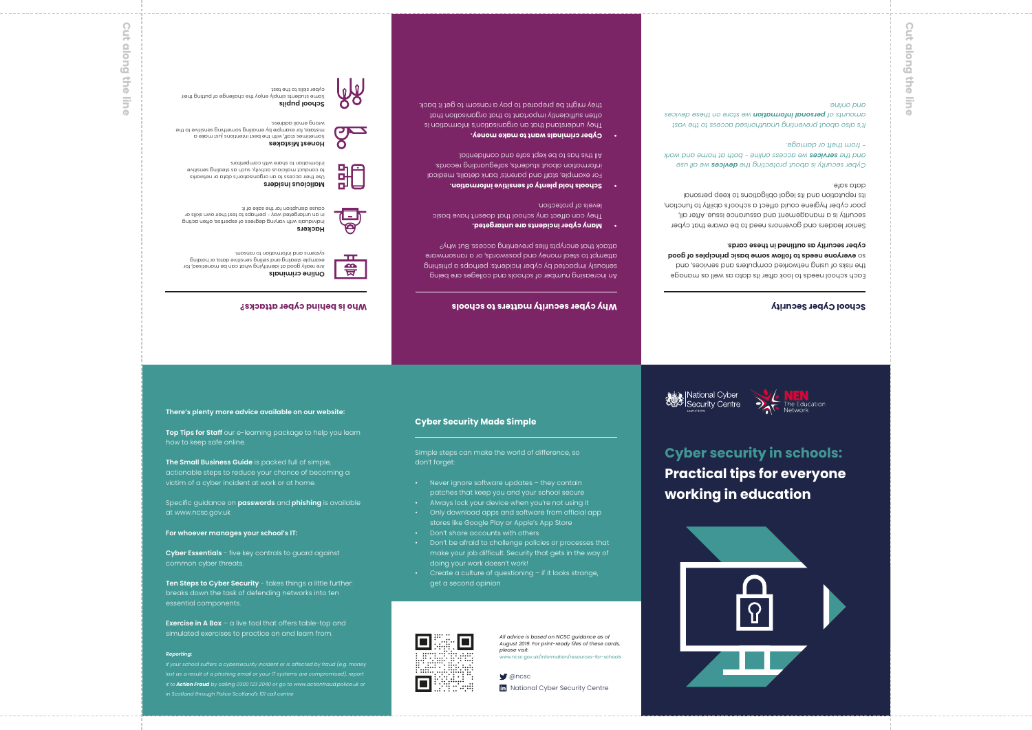# Cyber security in schools: Practical tips for everyone working in education

National Cyber Security Centre

NEN The Education Network

## School Cyber Security

Each school needs to look after its data as well as manage the risks of using networked computers and services, and so **everyone needs to follow some basic principles of good cyber security as outlined in these cards.**

Senior leaders and governors need to be aware that cyber security is a management and assurance issue. After all, poor cyber hygiene could affect a school's ability to function, its reputation and its legal obligations to keep personal data safe.

*Cyber security is about protecting the **devices** we all use and the **services** we access online - both at home and work - from theft or damage.*

*It's also about preventing unauthorised access to the vast amounts of **personal information** we store on these devices and online.*

## Why cyber security matters to schools

An increasing number of schools and colleges are being seriously impacted by cyber incidents: perhaps a phishing attempt to steal money and passwords, or a ransomware attack that encrypts files preventing access. But why?

- **Many cyber incidents are untargeted.** They can affect any school that doesn't have basic levels of protection.
- **Schools hold plenty of sensitive information.** For example, staff and parents' bank details, medical information about students, safeguarding records. All this has to be kept safe and confidential.
- **Cyber criminals want to make money.** They understand that an organisation's information is often sufficiently important to that organisation that they might be prepared to pay a ransom to get it back.

## Who is behind cyber attacks?

**Online criminals**
Are really good at identifying what can be monetised, for example stealing and selling sensitive data, or holding systems and information to ransom.

**Hackers**
Individuals with varying degrees of expertise, often acting in an untargeted way - perhaps to test their own skills or cause disruption for the sake of it.

**Malicious insiders**
Use their access to an organisation's data or networks to conduct malicious activity, such as stealing sensitive information to share with competitors.

**Honest Mistakes**
Sometimes staff, with the best intentions just make a mistake, for example by emailing something sensitive to the wrong email address.

**School pupils**
Some students simply enjoy the challenge of putting their cyber skills to the test.

## Cyber Security Made Simple

Simple steps can make the world of difference, so don't forget:

- Never ignore software updates – they contain patches that keep you and your school secure
- Always lock your device when you're not using it
- Only download apps and software from official app stores like Google Play or Apple's App Store
- Don't share accounts with others
- Don't be afraid to challenge policies or processes that make your job difficult. Security that gets in the way of doing your work doesn't work!
- Create a culture of questioning – if it looks strange, get a second opinion

*All advice is based on NCSC guidance as of August 2019. For print-ready files of these cards, please visit:*
www.ncsc.gov.uk/information/resources-for-schools

@ncsc

National Cyber Security Centre

**There's plenty more advice available on our website:**

**Top Tips for Staff** our e-learning package to help you learn how to keep safe online.

**The Small Business Guide** is packed full of simple, actionable steps to reduce your chance of becoming a victim of a cyber incident at work or at home.

Specific guidance on **passwords** and **phishing** is available at www.ncsc.gov.uk

**For whoever manages your school's IT:**

**Cyber Essentials** - five key controls to guard against common cyber threats.

**Ten Steps to Cyber Security** - takes things a little further: breaks down the task of defending networks into ten essential components.

**Exercise in A Box** – a live tool that offers table-top and simulated exercises to practice on and learn from.

***Reporting:***

*If your school suffers a cybersecurity incident or is affected by fraud (e.g. money lost as a result of a phishing email or your IT systems are compromised), report it to **Action Fraud** by calling 0300 123 2040 or go to www.actionfraud.police.uk or in Scotland through Police Scotland's 101 call centre*